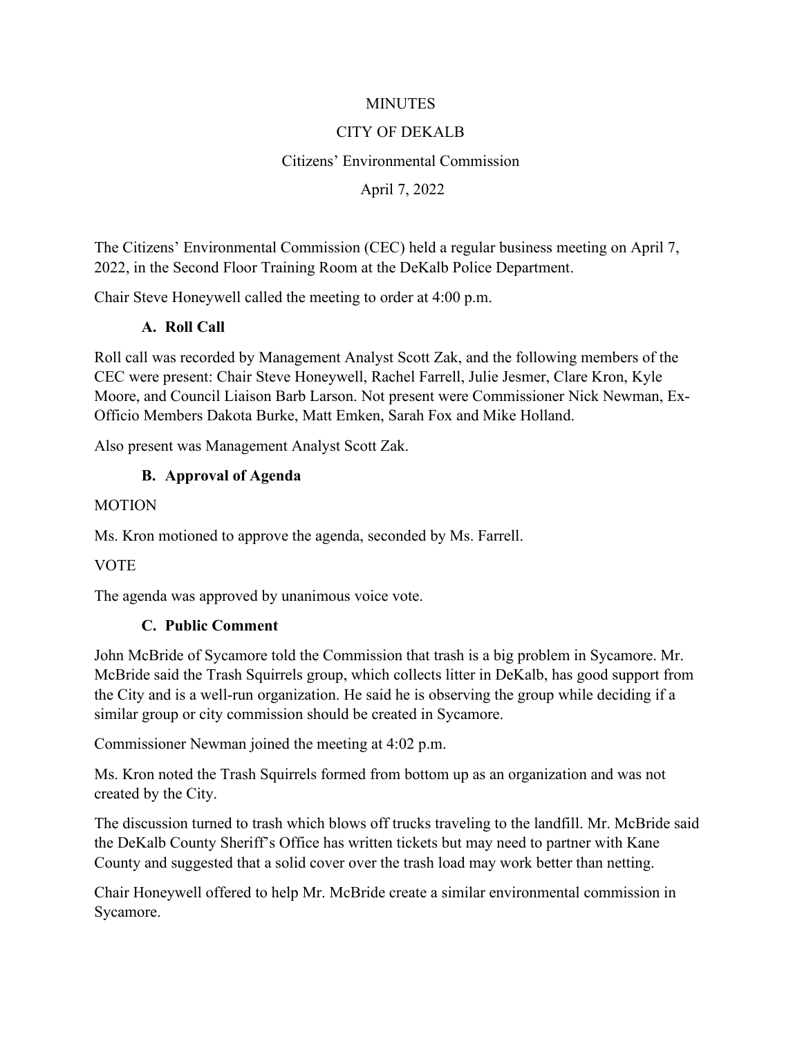# MINUTES

## CITY OF DEKALB

### Citizens' Environmental Commission

April 7, 2022

The Citizens' Environmental Commission (CEC) held a regular business meeting on April 7, 2022, in the Second Floor Training Room at the DeKalb Police Department.

Chair Steve Honeywell called the meeting to order at 4:00 p.m.

**A. Roll Call**

Roll call was recorded by Management Analyst Scott Zak, and the following members of the CEC were present: Chair Steve Honeywell, Rachel Farrell, Julie Jesmer, Clare Kron, Kyle Moore, and Council Liaison Barb Larson. Not present were Commissioner Nick Newman, Ex-Officio Members Dakota Burke, Matt Emken, Sarah Fox and Mike Holland.

Also present was Management Analyst Scott Zak.

**B. Approval of Agenda**

MOTION

Ms. Kron motioned to approve the agenda, seconded by Ms. Farrell.

VOTE

The agenda was approved by unanimous voice vote.

**C. Public Comment**

John McBride of Sycamore told the Commission that trash is a big problem in Sycamore. Mr. McBride said the Trash Squirrels group, which collects litter in DeKalb, has good support from the City and is a well-run organization. He said he is observing the group while deciding if a similar group or city commission should be created in Sycamore.

Commissioner Newman joined the meeting at 4:02 p.m.

Ms. Kron noted the Trash Squirrels formed from bottom up as an organization and was not created by the City.

The discussion turned to trash which blows off trucks traveling to the landfill. Mr. McBride said the DeKalb County Sheriff's Office has written tickets but may need to partner with Kane County and suggested that a solid cover over the trash load may work better than netting.

Chair Honeywell offered to help Mr. McBride create a similar environmental commission in Sycamore.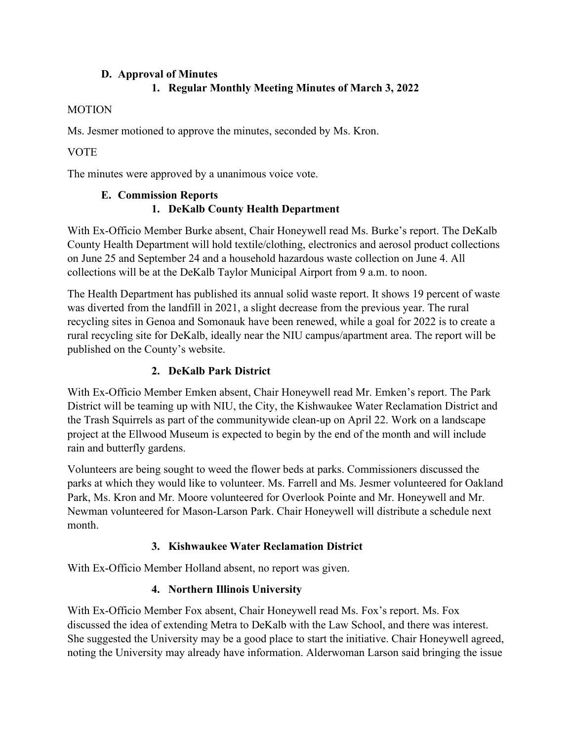### D. Approval of Minutes

#### 1. Regular Monthly Meeting Minutes of March 3, 2022

MOTION

Ms. Jesmer motioned to approve the minutes, seconded by Ms. Kron.

VOTE

The minutes were approved by a unanimous voice vote.

### E. Commission Reports

#### 1. DeKalb County Health Department

With Ex-Officio Member Burke absent, Chair Honeywell read Ms. Burke's report. The DeKalb County Health Department will hold textile/clothing, electronics and aerosol product collections on June 25 and September 24 and a household hazardous waste collection on June 4. All collections will be at the DeKalb Taylor Municipal Airport from 9 a.m. to noon.

The Health Department has published its annual solid waste report. It shows 19 percent of waste was diverted from the landfill in 2021, a slight decrease from the previous year. The rural recycling sites in Genoa and Somonauk have been renewed, while a goal for 2022 is to create a rural recycling site for DeKalb, ideally near the NIU campus/apartment area. The report will be published on the County's website.

#### 2. DeKalb Park District

With Ex-Officio Member Emken absent, Chair Honeywell read Mr. Emken's report. The Park District will be teaming up with NIU, the City, the Kishwaukee Water Reclamation District and the Trash Squirrels as part of the communitywide clean-up on April 22. Work on a landscape project at the Ellwood Museum is expected to begin by the end of the month and will include rain and butterfly gardens.

Volunteers are being sought to weed the flower beds at parks. Commissioners discussed the parks at which they would like to volunteer. Ms. Farrell and Ms. Jesmer volunteered for Oakland Park, Ms. Kron and Mr. Moore volunteered for Overlook Pointe and Mr. Honeywell and Mr. Newman volunteered for Mason-Larson Park. Chair Honeywell will distribute a schedule next month.

#### 3. Kishwaukee Water Reclamation District

With Ex-Officio Member Holland absent, no report was given.

#### 4. Northern Illinois University

With Ex-Officio Member Fox absent, Chair Honeywell read Ms. Fox's report. Ms. Fox discussed the idea of extending Metra to DeKalb with the Law School, and there was interest. She suggested the University may be a good place to start the initiative. Chair Honeywell agreed, noting the University may already have information. Alderwoman Larson said bringing the issue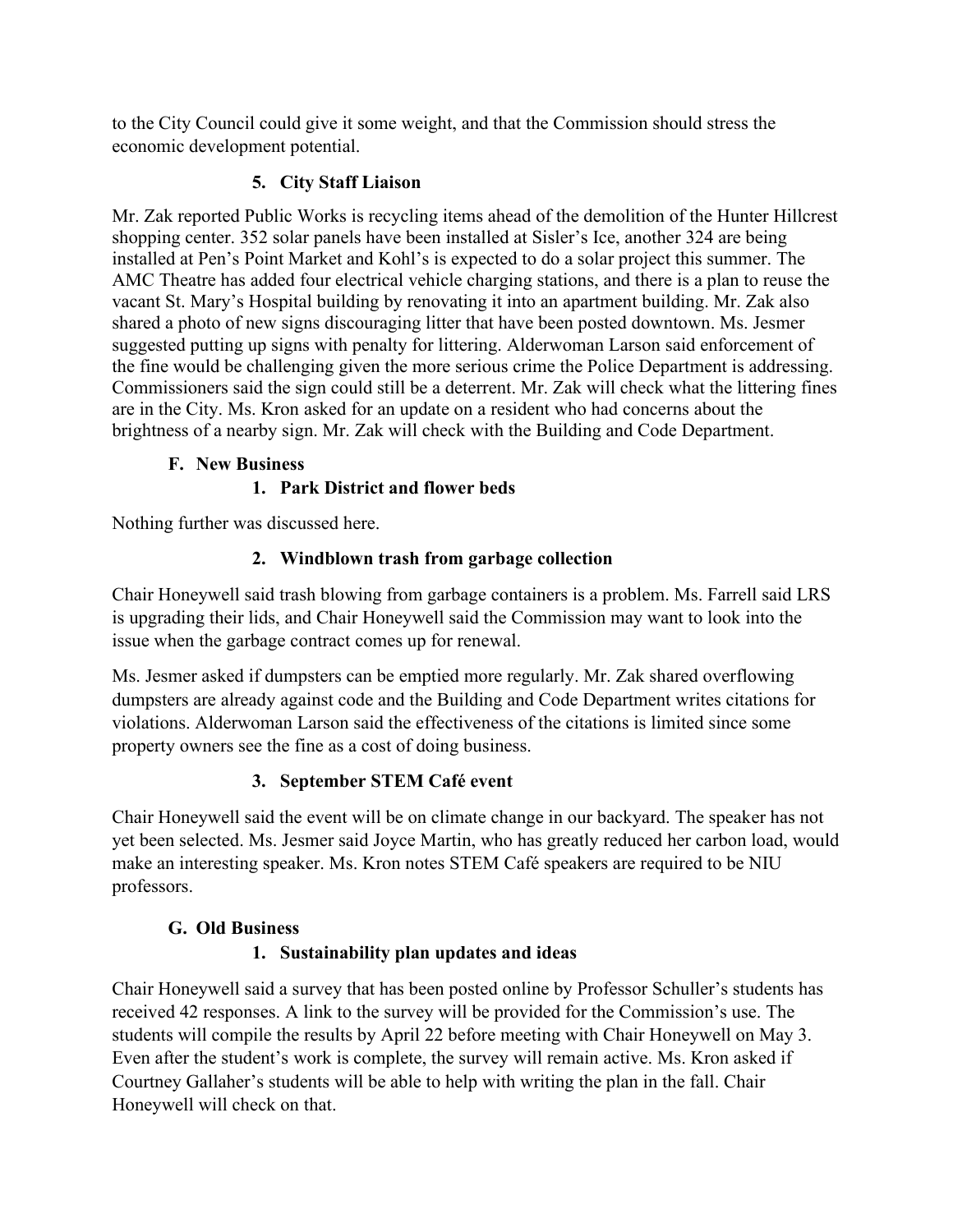to the City Council could give it some weight, and that the Commission should stress the economic development potential.

### 5. City Staff Liaison

Mr. Zak reported Public Works is recycling items ahead of the demolition of the Hunter Hillcrest shopping center. 352 solar panels have been installed at Sisler's Ice, another 324 are being installed at Pen's Point Market and Kohl's is expected to do a solar project this summer. The AMC Theatre has added four electrical vehicle charging stations, and there is a plan to reuse the vacant St. Mary's Hospital building by renovating it into an apartment building. Mr. Zak also shared a photo of new signs discouraging litter that have been posted downtown. Ms. Jesmer suggested putting up signs with penalty for littering. Alderwoman Larson said enforcement of the fine would be challenging given the more serious crime the Police Department is addressing. Commissioners said the sign could still be a deterrent. Mr. Zak will check what the littering fines are in the City. Ms. Kron asked for an update on a resident who had concerns about the brightness of a nearby sign. Mr. Zak will check with the Building and Code Department.

## F. New Business

### 1. Park District and flower beds

Nothing further was discussed here.

### 2. Windblown trash from garbage collection

Chair Honeywell said trash blowing from garbage containers is a problem. Ms. Farrell said LRS is upgrading their lids, and Chair Honeywell said the Commission may want to look into the issue when the garbage contract comes up for renewal.

Ms. Jesmer asked if dumpsters can be emptied more regularly. Mr. Zak shared overflowing dumpsters are already against code and the Building and Code Department writes citations for violations. Alderwoman Larson said the effectiveness of the citations is limited since some property owners see the fine as a cost of doing business.

### 3. September STEM Café event

Chair Honeywell said the event will be on climate change in our backyard. The speaker has not yet been selected. Ms. Jesmer said Joyce Martin, who has greatly reduced her carbon load, would make an interesting speaker. Ms. Kron notes STEM Café speakers are required to be NIU professors.

## G. Old Business

### 1. Sustainability plan updates and ideas

Chair Honeywell said a survey that has been posted online by Professor Schuller's students has received 42 responses. A link to the survey will be provided for the Commission's use. The students will compile the results by April 22 before meeting with Chair Honeywell on May 3. Even after the student's work is complete, the survey will remain active. Ms. Kron asked if Courtney Gallaher's students will be able to help with writing the plan in the fall. Chair Honeywell will check on that.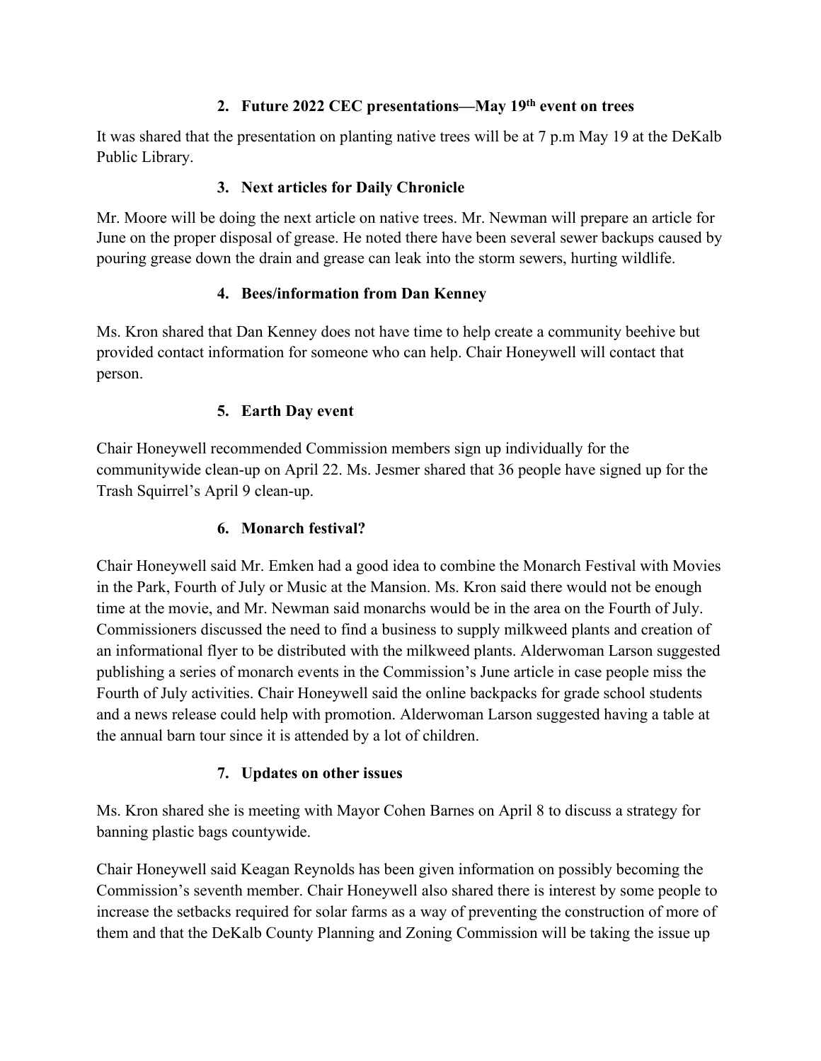### 2. Future 2022 CEC presentations—May 19th event on trees

It was shared that the presentation on planting native trees will be at 7 p.m May 19 at the DeKalb Public Library.

### 3. Next articles for Daily Chronicle

Mr. Moore will be doing the next article on native trees. Mr. Newman will prepare an article for June on the proper disposal of grease. He noted there have been several sewer backups caused by pouring grease down the drain and grease can leak into the storm sewers, hurting wildlife.

### 4. Bees/information from Dan Kenney

Ms. Kron shared that Dan Kenney does not have time to help create a community beehive but provided contact information for someone who can help. Chair Honeywell will contact that person.

### 5. Earth Day event

Chair Honeywell recommended Commission members sign up individually for the communitywide clean-up on April 22. Ms. Jesmer shared that 36 people have signed up for the Trash Squirrel's April 9 clean-up.

### 6. Monarch festival?

Chair Honeywell said Mr. Emken had a good idea to combine the Monarch Festival with Movies in the Park, Fourth of July or Music at the Mansion. Ms. Kron said there would not be enough time at the movie, and Mr. Newman said monarchs would be in the area on the Fourth of July. Commissioners discussed the need to find a business to supply milkweed plants and creation of an informational flyer to be distributed with the milkweed plants. Alderwoman Larson suggested publishing a series of monarch events in the Commission's June article in case people miss the Fourth of July activities. Chair Honeywell said the online backpacks for grade school students and a news release could help with promotion. Alderwoman Larson suggested having a table at the annual barn tour since it is attended by a lot of children.

### 7. Updates on other issues

Ms. Kron shared she is meeting with Mayor Cohen Barnes on April 8 to discuss a strategy for banning plastic bags countywide.

Chair Honeywell said Keagan Reynolds has been given information on possibly becoming the Commission's seventh member. Chair Honeywell also shared there is interest by some people to increase the setbacks required for solar farms as a way of preventing the construction of more of them and that the DeKalb County Planning and Zoning Commission will be taking the issue up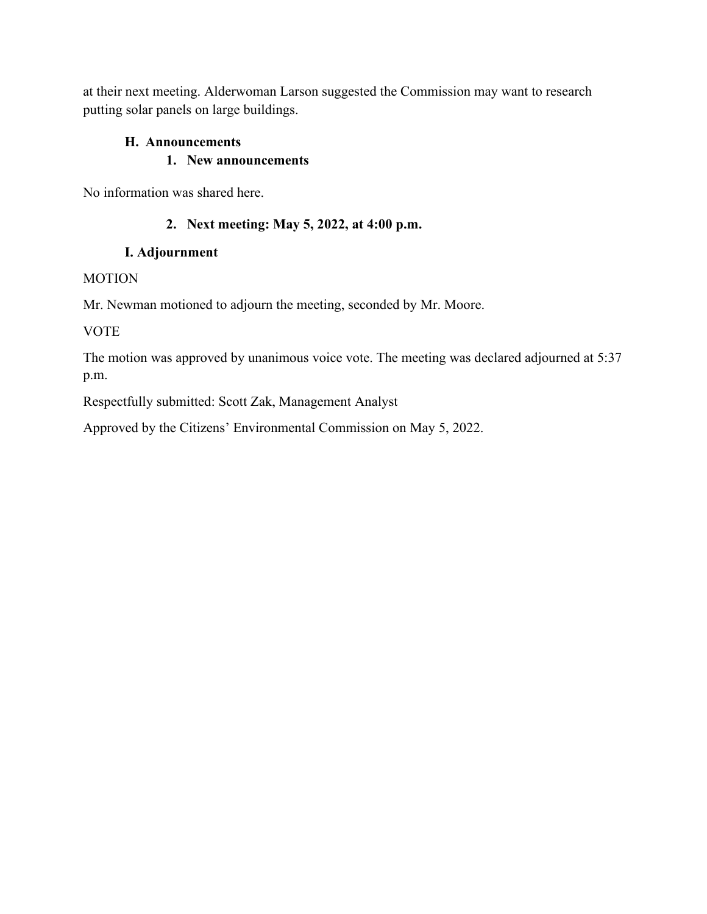at their next meeting. Alderwoman Larson suggested the Commission may want to research putting solar panels on large buildings.

### H. Announcements

#### 1. New announcements

No information was shared here.

#### 2. Next meeting: May 5, 2022, at 4:00 p.m.

### I. Adjournment

MOTION

Mr. Newman motioned to adjourn the meeting, seconded by Mr. Moore.

VOTE

The motion was approved by unanimous voice vote. The meeting was declared adjourned at 5:37 p.m.

Respectfully submitted: Scott Zak, Management Analyst

Approved by the Citizens' Environmental Commission on May 5, 2022.